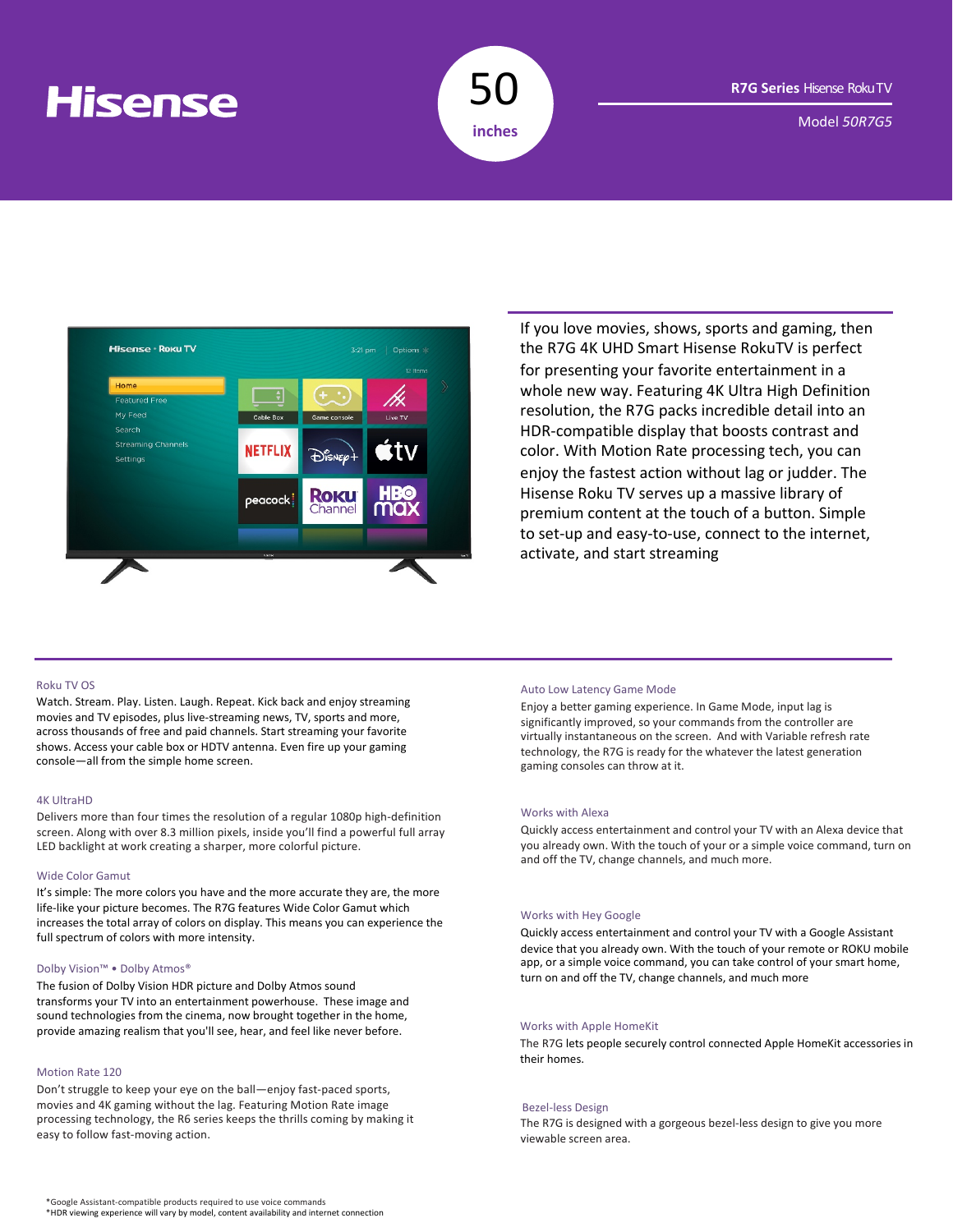# Hisense

**50 inches**

**R7G Series** Hisense Roku TV

Model *50R7G5*

If you love movies, shows, sports and gaming, then the R7G 4K UHD Smart Hisense RokuTV is perfect for presenting your favorite entertainment in a whole new way. Featuring 4K Ultra High Definition resolution, the R7G packs incredible detail into an HDR-compatible display that boosts contrast and color. With Motion Rate processing tech, you can enjoy the fastest action without lag or judder. The Hisense Roku TV serves up a massive library of premium content at the touch of a button. Simple to set-up and easy-to-use, connect to the internet, activate, and start streaming

### Roku TV OS

Watch. Stream. Play. Listen. Laugh. Repeat. Kick back and enjoy streaming movies and TV episodes, plus live-streaming news, TV, sports and more, across thousands of free and paid channels. Start streaming your favorite shows. Access your cable box or HDTV antenna. Even fire up your gaming console—all from the simple home screen.

### 4K UltraHD

Delivers more than four times the resolution of a regular 1080p high-definition screen. Along with over 8.3 million pixels, inside you'll find a powerful full array LED backlight at work creating a sharper, more colorful picture.

### Wide Color Gamut

It's simple: The more colors you have and the more accurate they are, the more life-like your picture becomes. The R7G features Wide Color Gamut which increases the total array of colors on display. This means you can experience the full spectrum of colors with more intensity.

### Dolby Vision™ • Dolby Atmos®

The fusion of Dolby Vision HDR picture and Dolby Atmos sound transforms your TV into an entertainment powerhouse. These image and sound technologies from the cinema, now brought together in the home, provide amazing realism that you'll see, hear, and feel like never before.

### Motion Rate 120

Don't struggle to keep your eye on the ball—enjoy fast-paced sports, movies and 4K gaming without the lag. Featuring Motion Rate image processing technology, the R6 series keeps the thrills coming by making it easy to follow fast-moving action.

### Auto Low Latency Game Mode

Enjoy a better gaming experience. In Game Mode, input lag is significantly improved, so your commands from the controller are virtually instantaneous on the screen. And with Variable refresh rate technology, the R7G is ready for the whatever the latest generation gaming consoles can throw at it.

### Works with Alexa

Quickly access entertainment and control your TV with an Alexa device that you already own. With the touch of your or a simple voice command, turn on and off the TV, change channels, and much more.

### Works with Hey Google

Quickly access entertainment and control your TV with a Google Assistant device that you already own. With the touch of your remote or ROKU mobile app, or a simple voice command, you can take control of your smart home, turn on and off the TV, change channels, and much more

### Works with Apple HomeKit

The R7G lets people securely control connected Apple HomeKit accessories in their homes.

### Bezel-less Design

The R7G is designed with a gorgeous bezel-less design to give you more viewable screen area.

*Google Assistant-compatible products required to use voice commands
*HDR viewing experience will vary by model, content availability and internet connection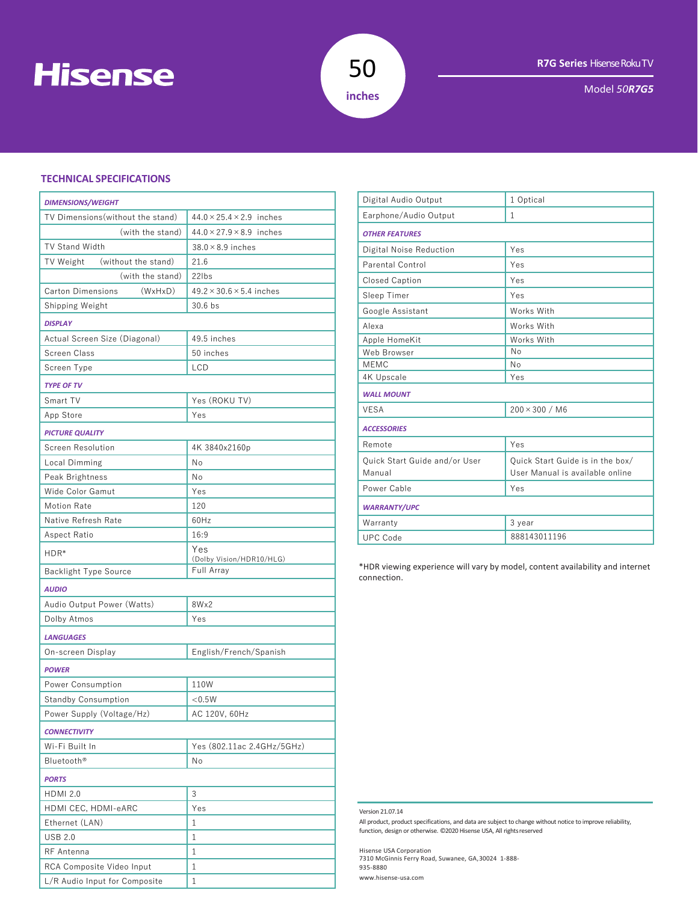# Hisense

50 inches

**R7G Series** Hisense Roku TV

Model 50**R7G5**

## TECHNICAL SPECIFICATIONS

| | |
|---|---|
| ***DIMENSIONS/WEIGHT*** | |
| TV Dimensions(without the stand) | 44.0 × 25.4 × 2.9 inches |
| (with the stand) | 44.0 × 27.9 × 8.9 inches |
| TV Stand Width | 38.0 × 8.9 inches |
| TV Weight (without the stand) | 21.6 |
| (with the stand) | 22lbs |
| Carton Dimensions (WxHxD) | 49.2 × 30.6 × 5.4 inches |
| Shipping Weight | 30.6 bs |
| ***DISPLAY*** | |
| Actual Screen Size (Diagonal) | 49.5 inches |
| Screen Class | 50 inches |
| Screen Type | LCD |
| ***TYPE OF TV*** | |
| Smart TV | Yes (ROKU TV) |
| App Store | Yes |
| ***PICTURE QUALITY*** | |
| Screen Resolution | 4K 3840x2160p |
| Local Dimming | No |
| Peak Brightness | No |
| Wide Color Gamut | Yes |
| Motion Rate | 120 |
| Native Refresh Rate | 60Hz |
| Aspect Ratio | 16:9 |
| HDR* | Yes (Dolby Vision/HDR10/HLG) |
| Backlight Type Source | Full Array |
| ***AUDIO*** | |
| Audio Output Power (Watts) | 8Wx2 |
| Dolby Atmos | Yes |
| ***LANGUAGES*** | |
| On-screen Display | English/French/Spanish |
| ***POWER*** | |
| Power Consumption | 110W |
| Standby Consumption | <0.5W |
| Power Supply (Voltage/Hz) | AC 120V, 60Hz |
| ***CONNECTIVITY*** | |
| Wi-Fi Built In | Yes (802.11ac 2.4GHz/5GHz) |
| Bluetooth® | No |
| ***PORTS*** | |
| HDMI 2.0 | 3 |
| HDMI CEC, HDMI-eARC | Yes |
| Ethernet (LAN) | 1 |
| USB 2.0 | 1 |
| RF Antenna | 1 |
| RCA Composite Video Input | 1 |
| L/R Audio Input for Composite | 1 |
| Digital Audio Output | 1 Optical |
| Earphone/Audio Output | 1 |
| ***OTHER FEATURES*** | |
| Digital Noise Reduction | Yes |
| Parental Control | Yes |
| Closed Caption | Yes |
| Sleep Timer | Yes |
| Google Assistant | Works With |
| Alexa | Works With |
| Apple HomeKit | Works With |
| Web Browser | No |
| MEMC | No |
| 4K Upscale | Yes |
| ***WALL MOUNT*** | |
| VESA | 200 × 300 / M6 |
| ***ACCESSORIES*** | |
| Remote | Yes |
| Quick Start Guide and/or User Manual | Quick Start Guide is in the box/ User Manual is available online |
| Power Cable | Yes |
| ***WARRANTY/UPC*** | |
| Warranty | 3 year |
| UPC Code | 888143011196 |

*HDR viewing experience will vary by model, content availability and internet connection.

Version 21.07.14

All product, product specifications, and data are subject to change without notice to improve reliability, function, design or otherwise. ©2020 Hisense USA, All rights reserved

Hisense USA Corporation
7310 McGinnis Ferry Road, Suwanee, GA, 30024 1-888-935-8880
www.hisense-usa.com